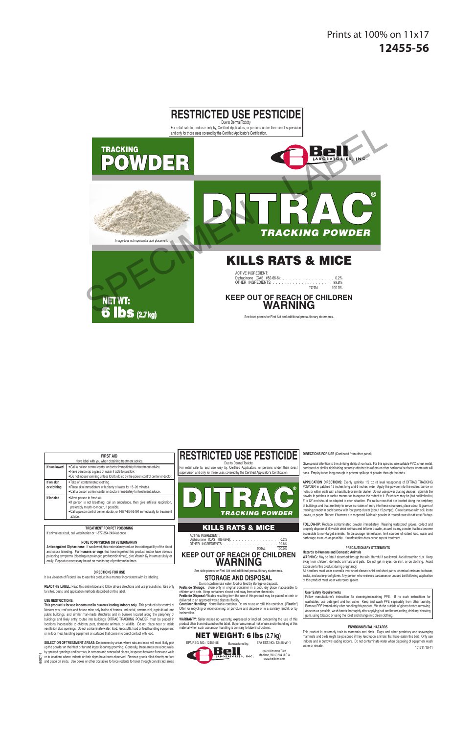Prints at 100% on 11x17
**12455-56**

# RESTRICTED USE PESTICIDE

Due to Dermal Toxicity

For retail sale to, and use only by, Certified Applicators, or persons under their direct supervision and only for those uses covered by the Certified Applicator's Certification.

**TRACKING POWDER**

Bell LABORATORIES, INC.

SPECIMEN LABEL

# DITRAC®

**TRACKING POWDER**

Image does not represent a label placement.

## KILLS RATS & MICE

ACTIVE INGREDIENT:
Diphacinone (CAS #82-66-6): . . . . . . . . . . . . . . . . 0.2%
OTHER INGREDIENTS: . . . . . . . . . . . . . . . . . . . . . 99.8%
TOTAL 100.0%

**NET WT: 6 lbs (2.7 kg)**

### KEEP OUT OF REACH OF CHILDREN
### WARNING

See back panels for First Aid and additional precautionary statements.

---

| FIRST AID | |
|---|---|
| Have label with you when obtaining treatment advice. | |
| **If swallowed** | • Call a poison control center or doctor immediately for treatment advice.<br>• Have person sip a glass of water if able to swallow.<br>• Do not induce vomiting unless told to do so by the poison control center or doctor. |
| **If on skin or clothing** | • Take off contaminated clothing.<br>• Rinse skin immediately with plenty of water for 15–20 minutes.<br>• Call a poison control center or doctor immediately for treatment advice. |
| **If inhaled** | • Move person to fresh air.<br>• If person is not breathing, call an ambulance, then give artificial respiration, preferably mouth-to-mouth, if possible.<br>• Call a poison control center, doctor, or 1-877-854-2494 immediately for treatment advice. |

**TREATMENT FOR PET POISONING**

If animal eats bait, call veterinarian or 1-877-854-2494 at once.

**NOTE TO PHYSICIAN OR VETERINARIAN**

**Anticoagulant Diphacinone:** If swallowed, this material may reduce the clotting ability of the blood and cause bleeding. **For humans or dogs** that have ingested this product and/or have obvious poisoning symptoms (bleeding or prolonged prothrombin times), give Vitamin $K_1$ intramuscularly or orally. Repeat as necessary based on monitoring of prothrombin times.

**DIRECTIONS FOR USE**

It is a violation of Federal law to use this product in a manner inconsistent with its labeling.

**READ THIS LABEL:** Read this entire label and follow all use directions and use precautions. Use only for sites, pests, and application methods described on this label.

**USE RESTRICTIONS:**
**This product is for use indoors and in burrows leading indoors only.** This product is for control of Norway rats, roof rats and house mice only inside of homes, industrial, commercial, agricultural, and public buildings, and similar man-made structures and in burrows located along the periphery of buildings and likely entry routes into buildings. DITRAC TRACKING POWDER must be placed in locations inaccessible to children, pets, domestic animals, or wildlife. Do not place near or inside ventilation duct openings. Do not contaminate water, food, feedstuffs, food or feed handling equipment, or milk or meat handling equipment or surfaces that come into direct contact with food.

**SELECTION OF TREATMENT AREAS:** Determine dry areas where rats and mice will most likely pick up the powder on their feet or fur and ingest it during grooming. Generally, these areas are along walls, by gnawed openings and burrows, in corners and concealed places, in spaces between floors and walls or in locations where rodents or their signs have been observed. Remove goods piled directly on floor and place on skids. Use boxes or other obstacles to force rodents to travel through constricted areas.

608DT-6

# RESTRICTED USE PESTICIDE

Due to Dermal Toxicity

For retail sale to, and use only by, Certified Applicators, or persons under their direct supervision and only for those uses covered by the Certified Applicator's Certification.

# DITRAC®

**TRACKING POWDER**

## KILLS RATS & MICE

ACTIVE INGREDIENT:
Diphacinone (CAS #82-66-6): . . . . . . . . . . . . . . . . 0.2%
OTHER INGREDIENTS: . . . . . . . . . . . . . . . . . . . . . 99.8%
TOTAL 100.0%

### KEEP OUT OF REACH OF CHILDREN
### WARNING

See side panels for First Aid and additional precautionary statements.

**STORAGE AND DISPOSAL**

Do not contaminate water, food or feed by storage or disposal.
**Pesticide Storage:** Store only in original container in a cool, dry place inaccessible to children and pets. Keep containers closed and away from other chemicals.
**Pesticide Disposal:** Wastes resulting from the use of this product may be placed in trash or delivered to an approved waste disposal facility.
**Container Handling:** Nonrefillable container. Do not reuse or refill this container. **[Plastic:]** Offer for recycling or reconditioning; or puncture and dispose of in a sanitary landfill; or by incineration.

**WARRANTY:** Seller makes no warranty, expressed or implied, concerning the use of this product other than indicated on the label. Buyer assumes all risk of use and/or handling of this material when such use and/or handling is contrary to label instructions.

**NET WEIGHT: 6 lbs (2.7 kg)**

EPA REG. NO.: 12455-56 Manufactured by: EPA EST. NO.: 12455-WI-1

Bell LABORATORIES, INC.
3699 Kinsman Blvd.
Madison, WI 53704 U.S.A.
www.belllabs.com

**DIRECTIONS FOR USE** (Continued from other panel)

Give special attention to the climbing ability of roof rats. For this species, use suitable PVC, sheet metal, cardboard or similar rigid tubing securely attached to rafters or other horizontal surfaces where rats will pass. Employ tubes long enough to prevent spillage of powder through the ends.

**APPLICATION DIRECTIONS:** Evenly sprinkle 1/2 oz (3 level teaspoons) of DITRAC TRACKING POWDER in patches 12 inches long and 6 inches wide. Apply the powder into the rodent burrow or holes or within walls with a hand bulb or similar duster. Do not use power dusting devices. Sprinkle the powder in patches in such a manner as to expose the rodent to it. Patch size may be (but not limited to) 6" x 12" and should be adapted to each situation. For rat burrows that are located along the periphery of buildings and that are likely to serve as routes of entry into these structures, place about 5 grams of tracking powder in each burrow with foot pump duster (about 15 pumps). Close burrows with soil, loose leaves, or paper. Repeat if burrows are reopened. Maintain powder in treated areas for at least 20 days.

**FOLLOW-UP:** Replace contaminated powder immediately. Wearing waterproof gloves, collect and properly dispose of all visible dead animals and leftover powder, as well as any powder that has become accessible to non-target animals. To discourage reinfestation, limit sources of rodent food, water and harborage as much as possible. If reinfestation does occur, repeat treatment.

**PRECAUTIONARY STATEMENTS**

**Hazards to Humans and Domestic Animals**
**WARNING:** May be fatal if absorbed through the skin. Harmful if swallowed. Avoid breathing dust. Keep away from children, domestic animals and pets. Do not get in eyes, on skin, or on clothing. Avoid exposure to this product during pregnancy.
All handlers must wear coveralls over short sleeved shirt and short pants, chemical resistant footwear, socks, and water-proof gloves. Any person who retrieves carcasses or unused bait following application of this product must wear waterproof gloves.

**User Safety Requirements**
Follow manufacturer's instruction for cleaning/maintaining PPE. If no such instructions for washables, use detergent and hot water. Keep and wash PPE separately from other laundry. Remove PPE immediately after handling this product. Wash the outside of gloves before removing. As soon as possible, wash hands thoroughly after applying bait and before eating, drinking, chewing gum, using tobacco or using the toilet and change into clean clothing.

**ENVIRONMENTAL HAZARDS**

This product is extremely toxic to mammals and birds. Dogs and other predatory and scavenging mammals and birds might be poisoned if they feed upon animals that have eaten this bait. Only use indoors and in burrows leading indoors. Do not contaminate water when disposing of equipment wash water or rinsate.

101711/10-11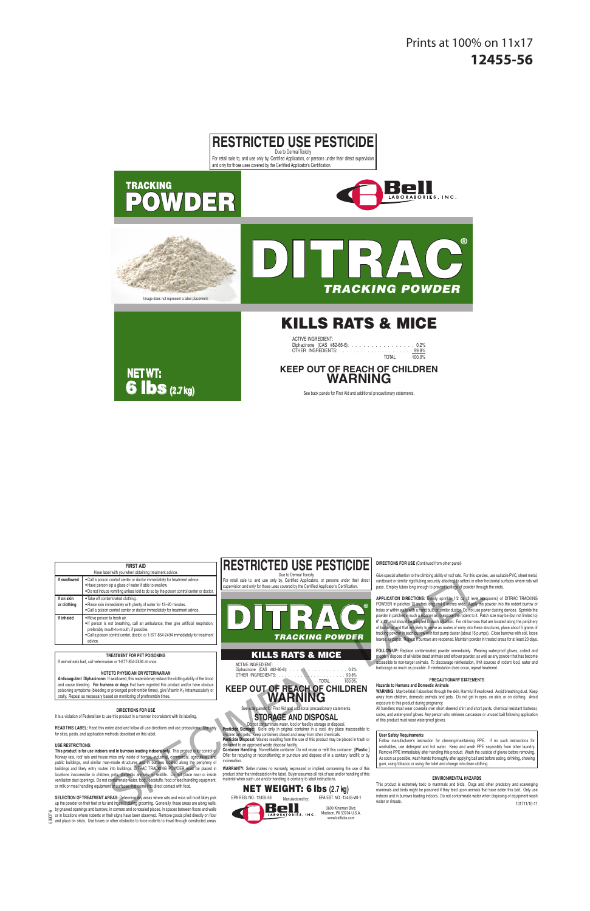Prints at 100% on 11x17
**12455-56**

# RESTRICTED USE PESTICIDE

Due to Dermal Toxicity

For retail sale to, and use only by, Certified Applicators, or persons under their direct supervision and only for those uses covered by the Certified Applicator's Certification.

**TRACKING POWDER**

Bell LABORATORIES, INC.

Image does not represent a label placement.

# DITRAC®

**TRACKING POWDER**

**NET WT: 6 lbs (2.7 kg)**

## KILLS RATS & MICE

ACTIVE INGREDIENT:
Diphacinone (CAS #82-66-6): . . . . . . . . . . . . . . . . 0.2%
OTHER INGREDIENTS: . . . . . . . . . . . . . . . . . . . . . 99.8%
TOTAL 100.0%

**KEEP OUT OF REACH OF CHILDREN**
**WARNING**

See back panels for First Aid and additional precautionary statements.

---

| FIRST AID | |
|---|---|
| Have label with you when obtaining treatment advice. | |
| **If swallowed** | • Call a poison control center or doctor immediately for treatment advice. • Have person sip a glass of water if able to swallow. • Do not induce vomiting unless told to do so by the poison control center or doctor. |
| **If on skin or clothing** | • Take off contaminated clothing. • Rinse skin immediately with plenty of water for 15–20 minutes. • Call a poison control center or doctor immediately for treatment advice. |
| **If inhaled** | • Move person to fresh air. • If person is not breathing, call an ambulance, then give artificial respiration, preferably mouth-to-mouth, if possible. • Call a poison control center, doctor, or 1-877-854-2494 immediately for treatment advice. |

**TREATMENT FOR PET POISONING**

If animal eats bait, call veterinarian or 1-877-854-2494 at once.

**NOTE TO PHYSICIAN OR VETERINARIAN**

**Anticoagulant Diphacinone:** If swallowed, this material may reduce the clotting ability of the blood and cause bleeding. **For humans or dogs** that have ingested this product and/or have obvious poisoning symptoms (bleeding or prolonged prothrombin times), give Vitamin $K_1$ intramuscularly or orally. Repeat as necessary based on monitoring of prothrombin times.

### DIRECTIONS FOR USE

It is a violation of Federal law to use this product in a manner inconsistent with its labeling.

**READ THIS LABEL:** Read this entire label and follow all use directions and use precautions. Use only for sites, pests, and application methods described on this label.

**USE RESTRICTIONS:**
**This product is for use indoors and in burrows leading indoors only.** This product is for control of Norway rats, roof rats and house mice only inside of homes, industrial, commercial, agricultural, and public buildings, and similar man-made structures and in burrows located along the periphery of buildings and likely entry routes into buildings. DITRAC TRACKING POWDER must be placed in locations inaccessible to children, pets, domestic animals, or wildlife. Do not place near or inside ventilation duct openings. Do not contaminate water, food, feedstuffs, food or feed handling equipment, or milk or meat handling equipment or surfaces that come into direct contact with food.

**SELECTION OF TREATMENT AREAS:** Determine dry areas where rats and mice will most likely pick up the powder on their feet or fur and ingest it during grooming. Generally, these areas are along walls, by gnawed openings and burrows, in corners and concealed places, in spaces between floors and walls or in locations where rodents or their signs have been observed. Remove goods piled directly on floor and place on skids. Use boxes or other obstacles to force rodents to travel through constricted areas.

608DT-6

# RESTRICTED USE PESTICIDE

Due to Dermal Toxicity

For retail sale to, and use only by, Certified Applicators, or persons under their direct supervision and only for those uses covered by the Certified Applicator's Certification.

# DITRAC®

**TRACKING POWDER**

## KILLS RATS & MICE

ACTIVE INGREDIENT:
Diphacinone (CAS #82-66-6): . . . . . . . . . . . . . . . . 0.2%
OTHER INGREDIENTS: . . . . . . . . . . . . . . . . . . . . . 99.8%
TOTAL 100.0%

**KEEP OUT OF REACH OF CHILDREN**
**WARNING**

See side panels for First Aid and additional precautionary statements.

### STORAGE AND DISPOSAL

Do not contaminate water, food or feed by storage or disposal.

**Pesticide Storage:** Store only in original container in a cool, dry place inaccessible to children and pets. Keep containers closed and away from other chemicals.

**Pesticide Disposal:** Wastes resulting from the use of this product may be placed in trash or delivered to an approved waste disposal facility.

**Container Handling:** Nonrefillable container. Do not reuse or refill this container. **[Plastic:]** Offer for recycling or reconditioning; or puncture and dispose of in a sanitary landfill; or by incineration.

**WARRANTY:** Seller makes no warranty, expressed or implied, concerning the use of this product other than indicated on the label. Buyer assumes all risk of use and/or handling of this material when such use and/or handling is contrary to label instructions.

**NET WEIGHT: 6 lbs (2.7 kg)**

EPA REG. NO.: 12455-56 Manufactured by: EPA EST. NO.: 12455-WI-1

Bell LABORATORIES, INC.
3699 Kinsman Blvd.
Madison, WI 53704 U.S.A.
www.belllabs.com

**DIRECTIONS FOR USE** (Continued from other panel)

Give special attention to the climbing ability of roof rats. For this species, use suitable PVC, sheet metal, cardboard or similar rigid tubing securely attached to rafters or other horizontal surfaces where rats will pass. Employ tubes long enough to prevent spillage of powder through the ends.

**APPLICATION DIRECTIONS:** Evenly sprinkle 1/2 oz (3 level teaspoons) of DITRAC TRACKING POWDER in patches 12 inches long and 6 inches wide. Apply the powder into the rodent burrow or holes or within walls with a hand bulb or similar duster. Do not use power dusting devices. Sprinkle the powder in patches in such a manner as to expose the rodent to it. Patch size may be (but not limited to) 6" x 18" and should be adapted to each situation. For rat burrows that are located along the periphery of buildings and that are likely to serve as routes of entry into these structures, place about 5 grams of tracking powder in each burrow with foot pump duster (about 15 pumps). Close burrows with soil, loose leaves, or paper. Repeat if burrows are reopened. Maintain powder in treated areas for at least 20 days.

**FOLLOW-UP:** Replace contaminated powder immediately. Wearing waterproof gloves, collect and properly dispose of all visible dead animals and leftover powder, as well as any powder that has become accessible to non-target animals. To discourage reinfestation, limit sources of rodent food, water and harborage as much as possible. If reinfestation does occur, repeat treatment.

### PRECAUTIONARY STATEMENTS

**Hazards to Humans and Domestic Animals**

**WARNING:** May be fatal if absorbed through the skin. Harmful if swallowed. Avoid breathing dust. Keep away from children, domestic animals and pets. Do not get in eyes, on skin, or on clothing. Avoid exposure to this product during pregnancy.

All handlers must wear coveralls over short sleeved shirt and short pants, chemical resistant footwear, socks, and water-proof gloves. Any person who retrieves carcasses or unused bait following application of this product must wear waterproof gloves.

**User Safety Requirements**

Follow manufacturer's instruction for cleaning/maintaining PPE. If no such instructions for washables, use detergent and hot water. Keep and wash PPE separately from other laundry. Remove PPE immediately after handling this product. Wash the outside of gloves before removing. As soon as possible, wash hands thoroughly after applying bait and before eating, drinking, chewing gum, using tobacco or using the toilet and change into clean clothing.

### ENVIRONMENTAL HAZARDS

This product is extremely toxic to mammals and birds. Dogs and other predatory and scavenging mammals and birds might be poisoned if they feed upon animals that have eaten this bait. Only use indoors and in burrows leading indoors. Do not contaminate water when disposing of equipment wash water or rinsate.

101711/10-11